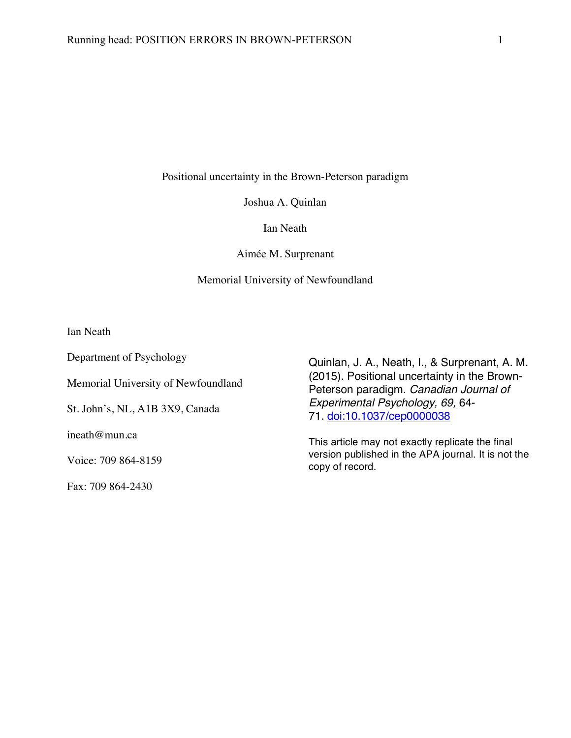# Positional uncertainty in the Brown-Peterson paradigm

Joshua A. Quinlan

Ian Neath

Aimée M. Surprenant

Memorial University of Newfoundland

Ian Neath

Department of Psychology

Memorial University of Newfoundland

St. John's, NL, A1B 3X9, Canada

ineath@mun.ca

Voice: 709 864-8159

Fax: 709 864-2430

Quinlan, J. A., Neath, I., & Surprenant, A. M. (2015). Positional uncertainty in the Brown-Peterson paradigm. *Canadian Journal of Experimental Psychology, 69,* 64-71. doi:10.1037/cep0000038

This article may not exactly replicate the final version published in the APA journal. It is not the copy of record.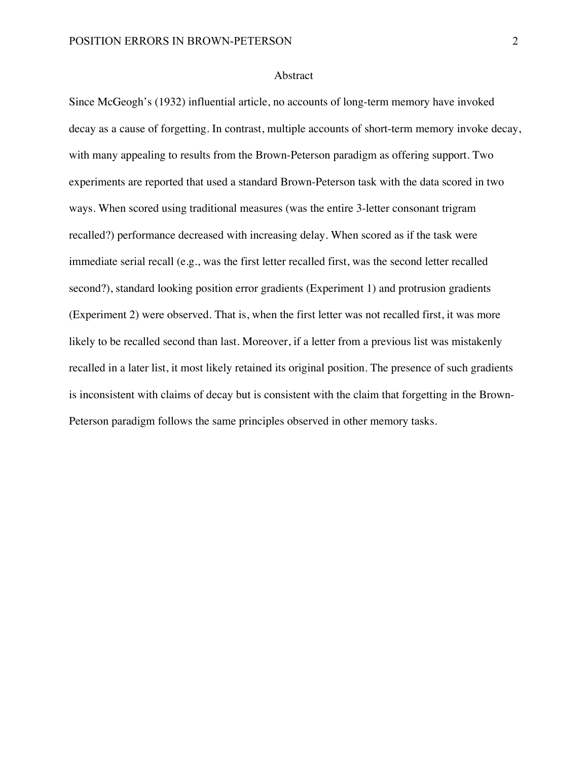## Abstract

Since McGeogh's (1932) influential article, no accounts of long-term memory have invoked decay as a cause of forgetting. In contrast, multiple accounts of short-term memory invoke decay, with many appealing to results from the Brown-Peterson paradigm as offering support. Two experiments are reported that used a standard Brown-Peterson task with the data scored in two ways. When scored using traditional measures (was the entire 3-letter consonant trigram recalled?) performance decreased with increasing delay. When scored as if the task were immediate serial recall (e.g., was the first letter recalled first, was the second letter recalled second?), standard looking position error gradients (Experiment 1) and protrusion gradients (Experiment 2) were observed. That is, when the first letter was not recalled first, it was more likely to be recalled second than last. Moreover, if a letter from a previous list was mistakenly recalled in a later list, it most likely retained its original position. The presence of such gradients is inconsistent with claims of decay but is consistent with the claim that forgetting in the Brown-Peterson paradigm follows the same principles observed in other memory tasks.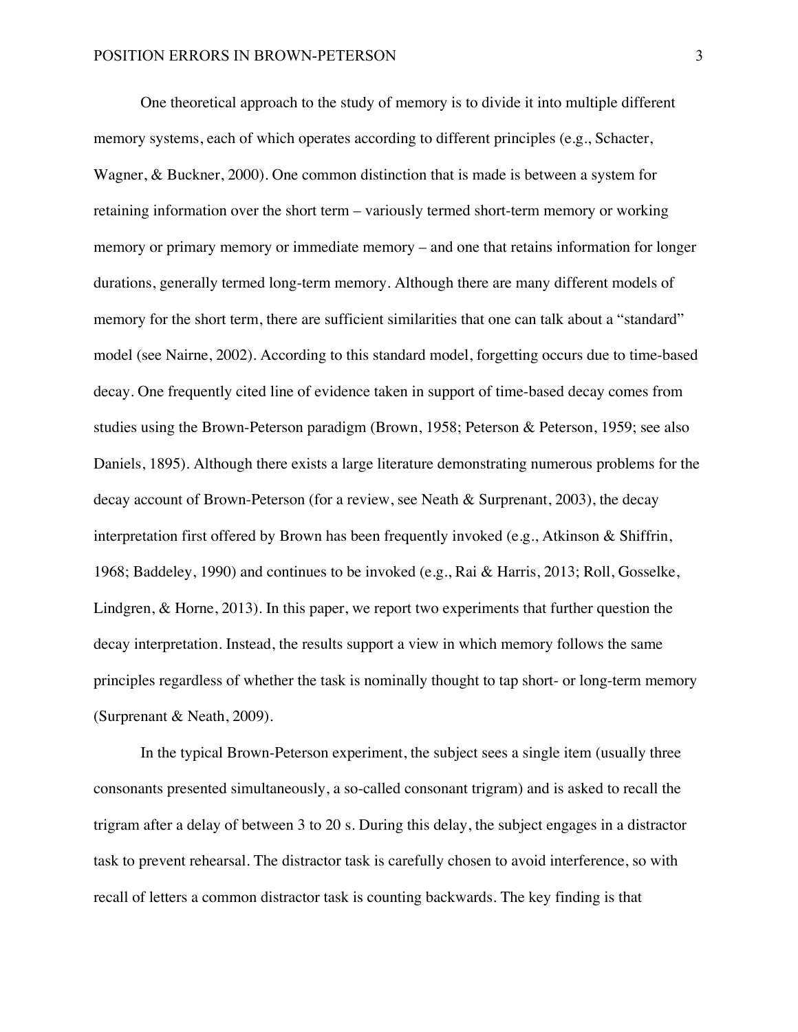One theoretical approach to the study of memory is to divide it into multiple different memory systems, each of which operates according to different principles (e.g., Schacter, Wagner, & Buckner, 2000). One common distinction that is made is between a system for retaining information over the short term – variously termed short-term memory or working memory or primary memory or immediate memory – and one that retains information for longer durations, generally termed long-term memory. Although there are many different models of memory for the short term, there are sufficient similarities that one can talk about a "standard" model (see Nairne, 2002). According to this standard model, forgetting occurs due to time-based decay. One frequently cited line of evidence taken in support of time-based decay comes from studies using the Brown-Peterson paradigm (Brown, 1958; Peterson & Peterson, 1959; see also Daniels, 1895). Although there exists a large literature demonstrating numerous problems for the decay account of Brown-Peterson (for a review, see Neath & Surprenant, 2003), the decay interpretation first offered by Brown has been frequently invoked (e.g., Atkinson & Shiffrin, 1968; Baddeley, 1990) and continues to be invoked (e.g., Rai & Harris, 2013; Roll, Gosselke, Lindgren, & Horne, 2013). In this paper, we report two experiments that further question the decay interpretation. Instead, the results support a view in which memory follows the same principles regardless of whether the task is nominally thought to tap short- or long-term memory (Surprenant & Neath, 2009).

In the typical Brown-Peterson experiment, the subject sees a single item (usually three consonants presented simultaneously, a so-called consonant trigram) and is asked to recall the trigram after a delay of between 3 to 20 s. During this delay, the subject engages in a distractor task to prevent rehearsal. The distractor task is carefully chosen to avoid interference, so with recall of letters a common distractor task is counting backwards. The key finding is that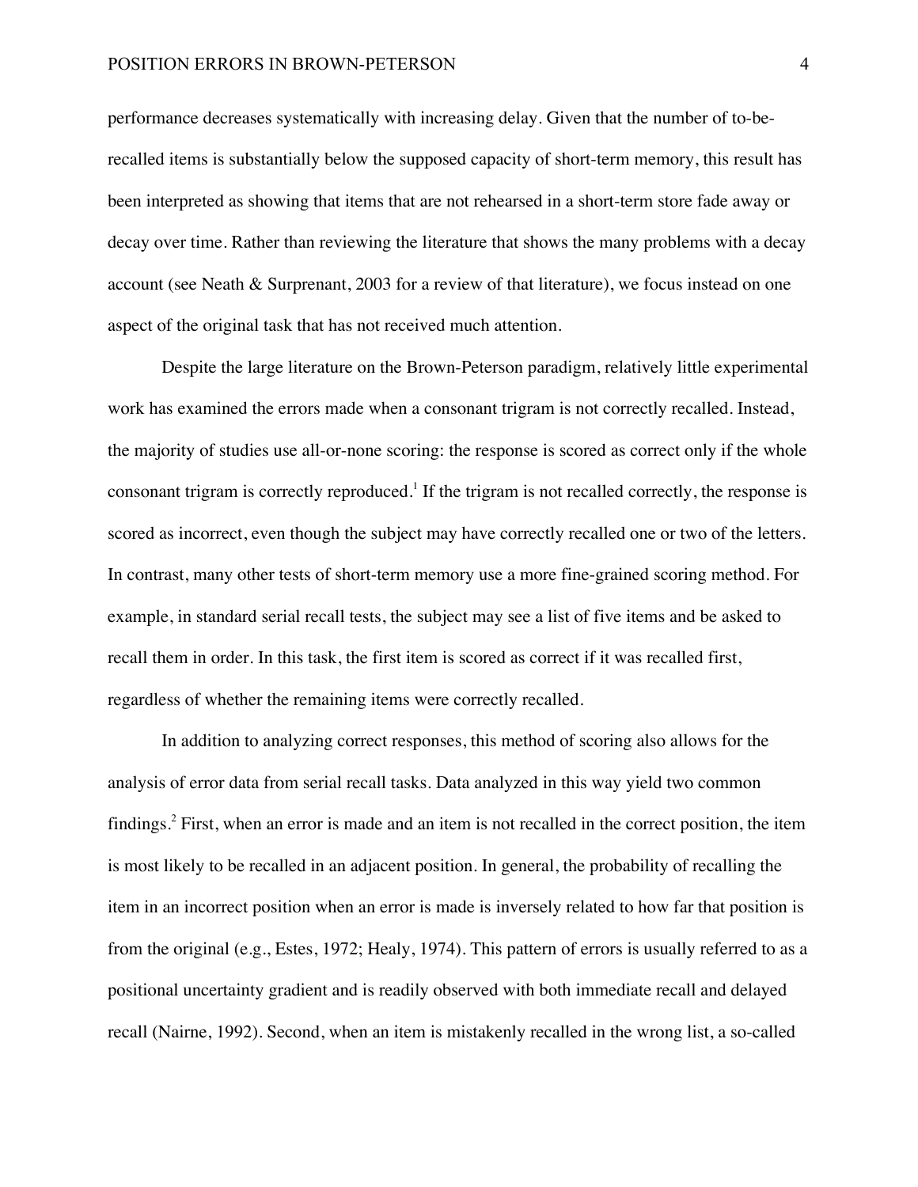performance decreases systematically with increasing delay. Given that the number of to-be-recalled items is substantially below the supposed capacity of short-term memory, this result has been interpreted as showing that items that are not rehearsed in a short-term store fade away or decay over time. Rather than reviewing the literature that shows the many problems with a decay account (see Neath & Surprenant, 2003 for a review of that literature), we focus instead on one aspect of the original task that has not received much attention.

Despite the large literature on the Brown-Peterson paradigm, relatively little experimental work has examined the errors made when a consonant trigram is not correctly recalled. Instead, the majority of studies use all-or-none scoring: the response is scored as correct only if the whole consonant trigram is correctly reproduced.[1] If the trigram is not recalled correctly, the response is scored as incorrect, even though the subject may have correctly recalled one or two of the letters. In contrast, many other tests of short-term memory use a more fine-grained scoring method. For example, in standard serial recall tests, the subject may see a list of five items and be asked to recall them in order. In this task, the first item is scored as correct if it was recalled first, regardless of whether the remaining items were correctly recalled.

In addition to analyzing correct responses, this method of scoring also allows for the analysis of error data from serial recall tasks. Data analyzed in this way yield two common findings.[2] First, when an error is made and an item is not recalled in the correct position, the item is most likely to be recalled in an adjacent position. In general, the probability of recalling the item in an incorrect position when an error is made is inversely related to how far that position is from the original (e.g., Estes, 1972; Healy, 1974). This pattern of errors is usually referred to as a positional uncertainty gradient and is readily observed with both immediate recall and delayed recall (Nairne, 1992). Second, when an item is mistakenly recalled in the wrong list, a so-called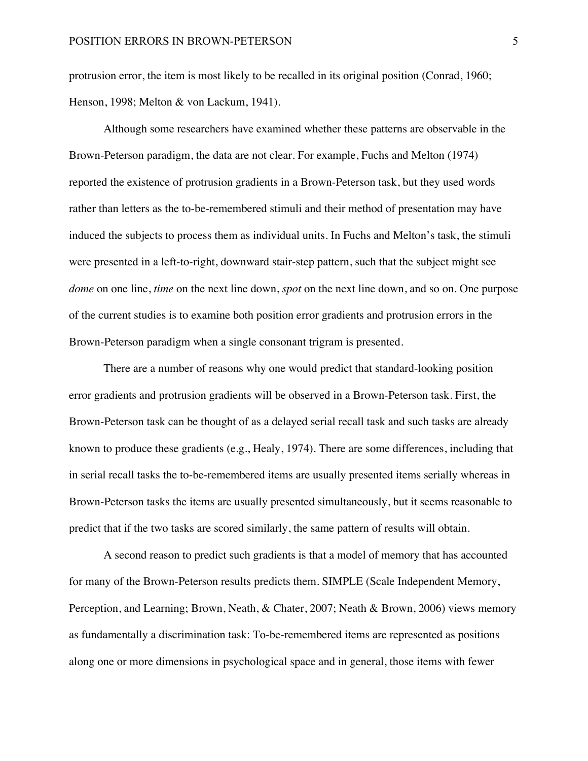protrusion error, the item is most likely to be recalled in its original position (Conrad, 1960; Henson, 1998; Melton & von Lackum, 1941).

Although some researchers have examined whether these patterns are observable in the Brown-Peterson paradigm, the data are not clear. For example, Fuchs and Melton (1974) reported the existence of protrusion gradients in a Brown-Peterson task, but they used words rather than letters as the to-be-remembered stimuli and their method of presentation may have induced the subjects to process them as individual units. In Fuchs and Melton's task, the stimuli were presented in a left-to-right, downward stair-step pattern, such that the subject might see *dome* on one line, *time* on the next line down, *spot* on the next line down, and so on. One purpose of the current studies is to examine both position error gradients and protrusion errors in the Brown-Peterson paradigm when a single consonant trigram is presented.

There are a number of reasons why one would predict that standard-looking position error gradients and protrusion gradients will be observed in a Brown-Peterson task. First, the Brown-Peterson task can be thought of as a delayed serial recall task and such tasks are already known to produce these gradients (e.g., Healy, 1974). There are some differences, including that in serial recall tasks the to-be-remembered items are usually presented items serially whereas in Brown-Peterson tasks the items are usually presented simultaneously, but it seems reasonable to predict that if the two tasks are scored similarly, the same pattern of results will obtain.

A second reason to predict such gradients is that a model of memory that has accounted for many of the Brown-Peterson results predicts them. SIMPLE (Scale Independent Memory, Perception, and Learning; Brown, Neath, & Chater, 2007; Neath & Brown, 2006) views memory as fundamentally a discrimination task: To-be-remembered items are represented as positions along one or more dimensions in psychological space and in general, those items with fewer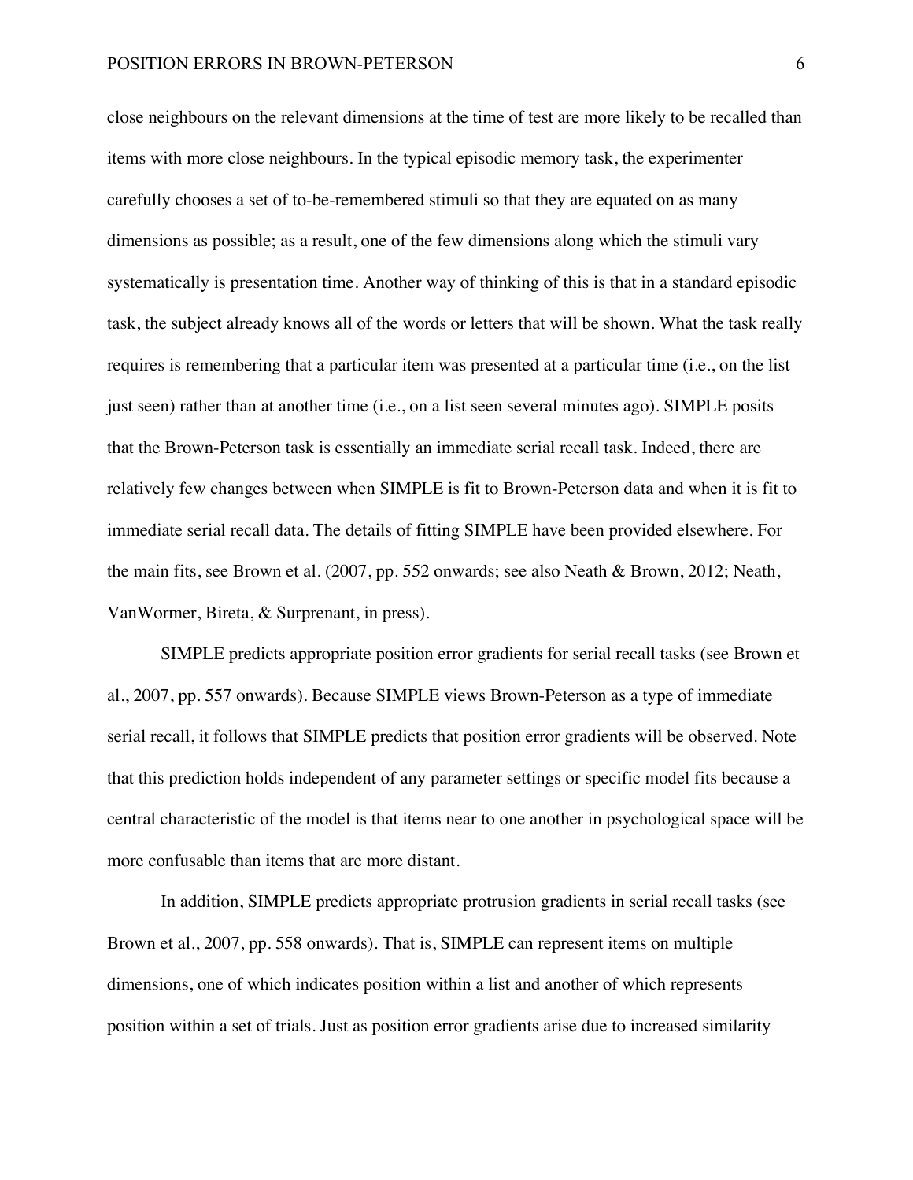close neighbours on the relevant dimensions at the time of test are more likely to be recalled than items with more close neighbours. In the typical episodic memory task, the experimenter carefully chooses a set of to-be-remembered stimuli so that they are equated on as many dimensions as possible; as a result, one of the few dimensions along which the stimuli vary systematically is presentation time. Another way of thinking of this is that in a standard episodic task, the subject already knows all of the words or letters that will be shown. What the task really requires is remembering that a particular item was presented at a particular time (i.e., on the list just seen) rather than at another time (i.e., on a list seen several minutes ago). SIMPLE posits that the Brown-Peterson task is essentially an immediate serial recall task. Indeed, there are relatively few changes between when SIMPLE is fit to Brown-Peterson data and when it is fit to immediate serial recall data. The details of fitting SIMPLE have been provided elsewhere. For the main fits, see Brown et al. (2007, pp. 552 onwards; see also Neath & Brown, 2012; Neath, VanWormer, Bireta, & Surprenant, in press).

SIMPLE predicts appropriate position error gradients for serial recall tasks (see Brown et al., 2007, pp. 557 onwards). Because SIMPLE views Brown-Peterson as a type of immediate serial recall, it follows that SIMPLE predicts that position error gradients will be observed. Note that this prediction holds independent of any parameter settings or specific model fits because a central characteristic of the model is that items near to one another in psychological space will be more confusable than items that are more distant.

In addition, SIMPLE predicts appropriate protrusion gradients in serial recall tasks (see Brown et al., 2007, pp. 558 onwards). That is, SIMPLE can represent items on multiple dimensions, one of which indicates position within a list and another of which represents position within a set of trials. Just as position error gradients arise due to increased similarity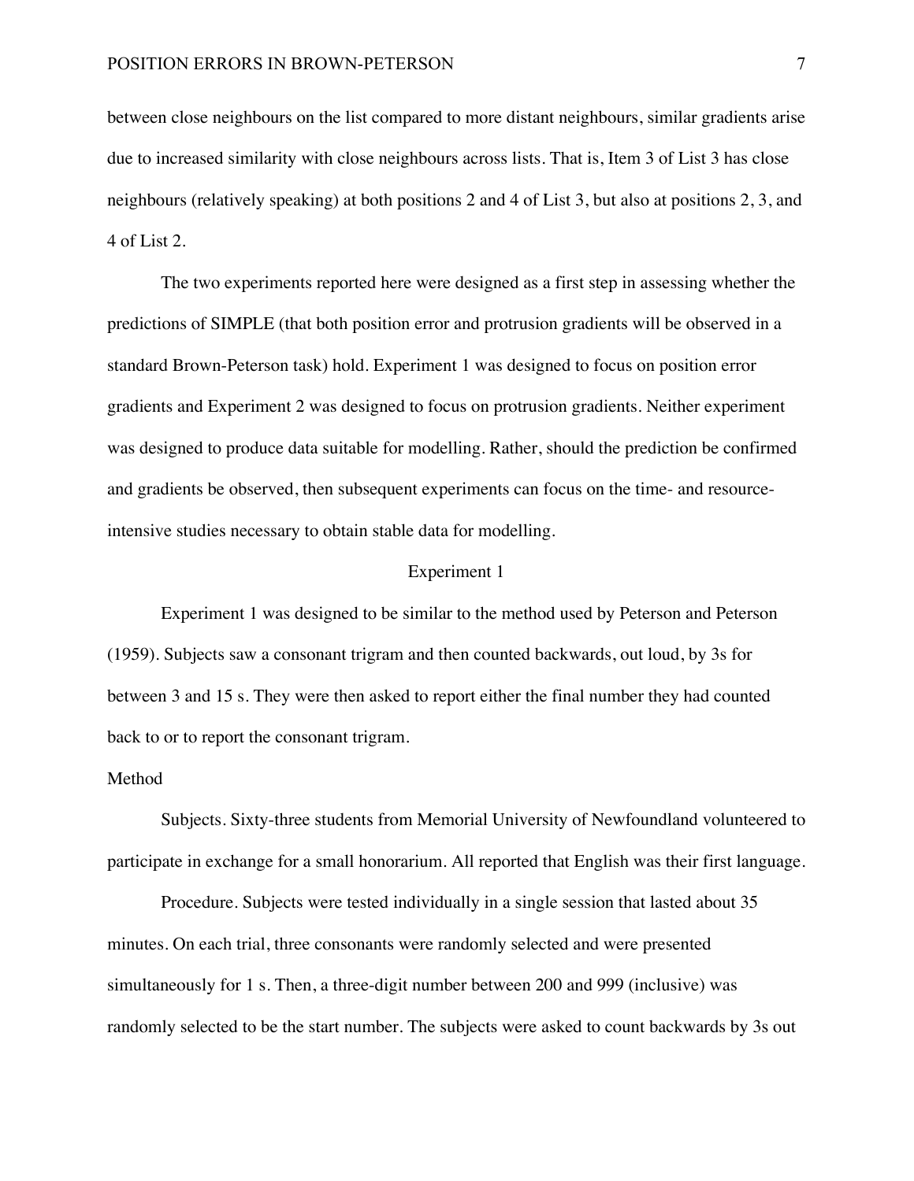between close neighbours on the list compared to more distant neighbours, similar gradients arise due to increased similarity with close neighbours across lists. That is, Item 3 of List 3 has close neighbours (relatively speaking) at both positions 2 and 4 of List 3, but also at positions 2, 3, and 4 of List 2.

The two experiments reported here were designed as a first step in assessing whether the predictions of SIMPLE (that both position error and protrusion gradients will be observed in a standard Brown-Peterson task) hold. Experiment 1 was designed to focus on position error gradients and Experiment 2 was designed to focus on protrusion gradients. Neither experiment was designed to produce data suitable for modelling. Rather, should the prediction be confirmed and gradients be observed, then subsequent experiments can focus on the time- and resource-intensive studies necessary to obtain stable data for modelling.

## Experiment 1

Experiment 1 was designed to be similar to the method used by Peterson and Peterson (1959). Subjects saw a consonant trigram and then counted backwards, out loud, by 3s for between 3 and 15 s. They were then asked to report either the final number they had counted back to or to report the consonant trigram.

### Method

Subjects. Sixty-three students from Memorial University of Newfoundland volunteered to participate in exchange for a small honorarium. All reported that English was their first language.

Procedure. Subjects were tested individually in a single session that lasted about 35 minutes. On each trial, three consonants were randomly selected and were presented simultaneously for 1 s. Then, a three-digit number between 200 and 999 (inclusive) was randomly selected to be the start number. The subjects were asked to count backwards by 3s out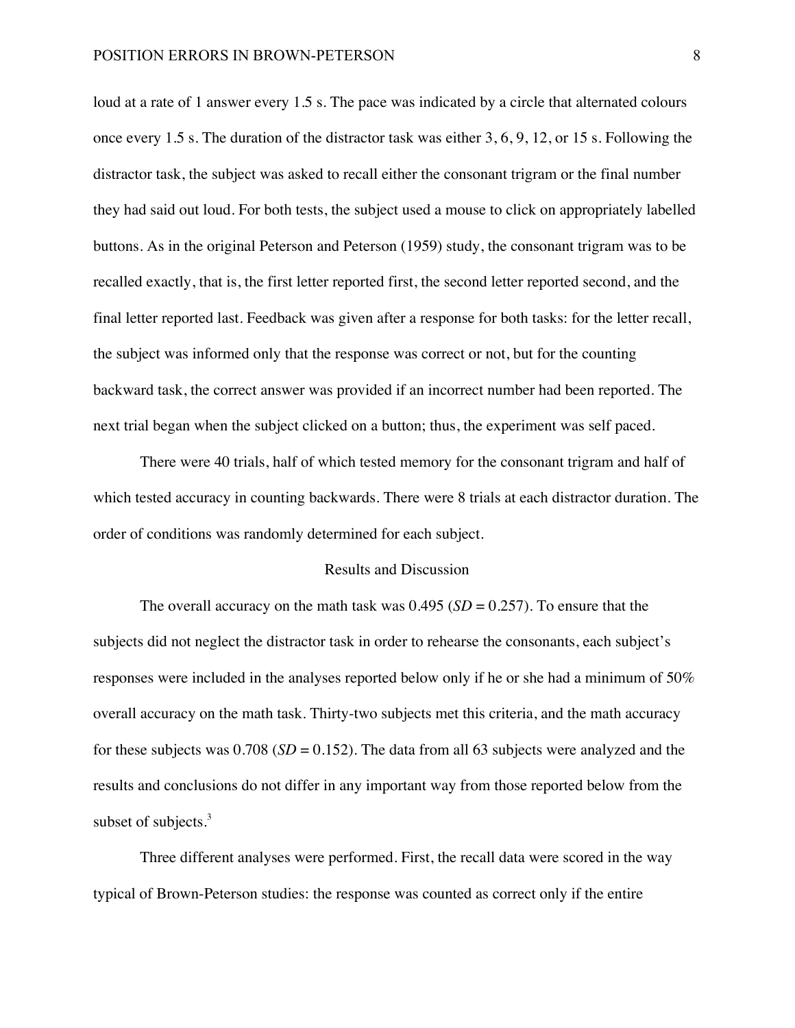loud at a rate of 1 answer every 1.5 s. The pace was indicated by a circle that alternated colours once every 1.5 s. The duration of the distractor task was either 3, 6, 9, 12, or 15 s. Following the distractor task, the subject was asked to recall either the consonant trigram or the final number they had said out loud. For both tests, the subject used a mouse to click on appropriately labelled buttons. As in the original Peterson and Peterson (1959) study, the consonant trigram was to be recalled exactly, that is, the first letter reported first, the second letter reported second, and the final letter reported last. Feedback was given after a response for both tasks: for the letter recall, the subject was informed only that the response was correct or not, but for the counting backward task, the correct answer was provided if an incorrect number had been reported. The next trial began when the subject clicked on a button; thus, the experiment was self paced.

There were 40 trials, half of which tested memory for the consonant trigram and half of which tested accuracy in counting backwards. There were 8 trials at each distractor duration. The order of conditions was randomly determined for each subject.

## Results and Discussion

The overall accuracy on the math task was 0.495 (*SD* = 0.257). To ensure that the subjects did not neglect the distractor task in order to rehearse the consonants, each subject's responses were included in the analyses reported below only if he or she had a minimum of 50% overall accuracy on the math task. Thirty-two subjects met this criteria, and the math accuracy for these subjects was 0.708 (*SD* = 0.152). The data from all 63 subjects were analyzed and the results and conclusions do not differ in any important way from those reported below from the subset of subjects.[3]

Three different analyses were performed. First, the recall data were scored in the way typical of Brown-Peterson studies: the response was counted as correct only if the entire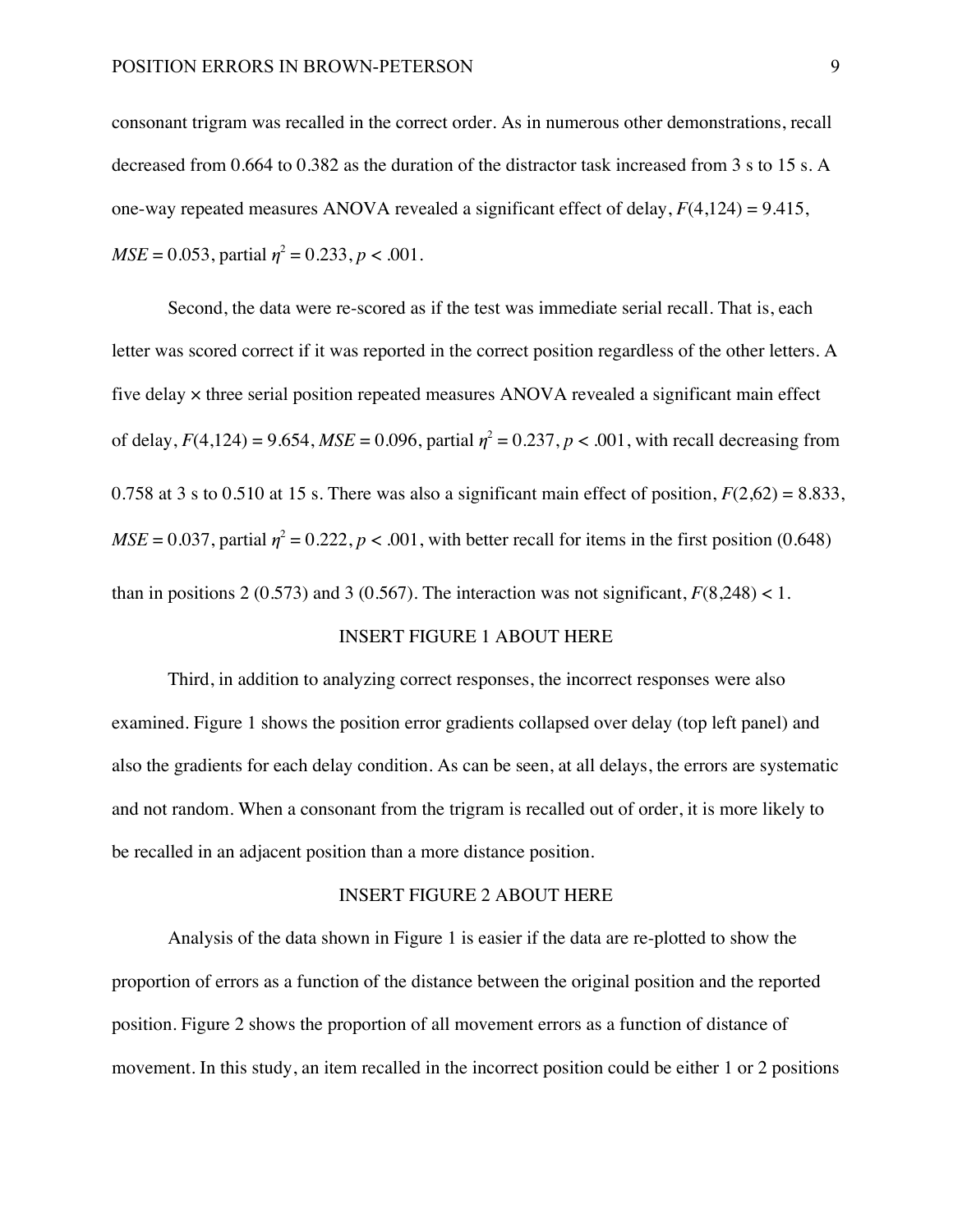consonant trigram was recalled in the correct order. As in numerous other demonstrations, recall decreased from 0.664 to 0.382 as the duration of the distractor task increased from 3 s to 15 s. A one-way repeated measures ANOVA revealed a significant effect of delay, $F(4,124) = 9.415$, $MSE = 0.053$, partial $\eta^2 = 0.233$, $p < .001$.

Second, the data were re-scored as if the test was immediate serial recall. That is, each letter was scored correct if it was reported in the correct position regardless of the other letters. A five delay × three serial position repeated measures ANOVA revealed a significant main effect of delay, $F(4,124) = 9.654$, $MSE = 0.096$, partial $\eta^2 = 0.237$, $p < .001$, with recall decreasing from 0.758 at 3 s to 0.510 at 15 s. There was also a significant main effect of position, $F(2,62) = 8.833$, $MSE = 0.037$, partial $\eta^2 = 0.222$, $p < .001$, with better recall for items in the first position (0.648) than in positions 2 (0.573) and 3 (0.567). The interaction was not significant, $F(8,248) < 1$.

INSERT FIGURE 1 ABOUT HERE

Third, in addition to analyzing correct responses, the incorrect responses were also examined. Figure 1 shows the position error gradients collapsed over delay (top left panel) and also the gradients for each delay condition. As can be seen, at all delays, the errors are systematic and not random. When a consonant from the trigram is recalled out of order, it is more likely to be recalled in an adjacent position than a more distance position.

INSERT FIGURE 2 ABOUT HERE

Analysis of the data shown in Figure 1 is easier if the data are re-plotted to show the proportion of errors as a function of the distance between the original position and the reported position. Figure 2 shows the proportion of all movement errors as a function of distance of movement. In this study, an item recalled in the incorrect position could be either 1 or 2 positions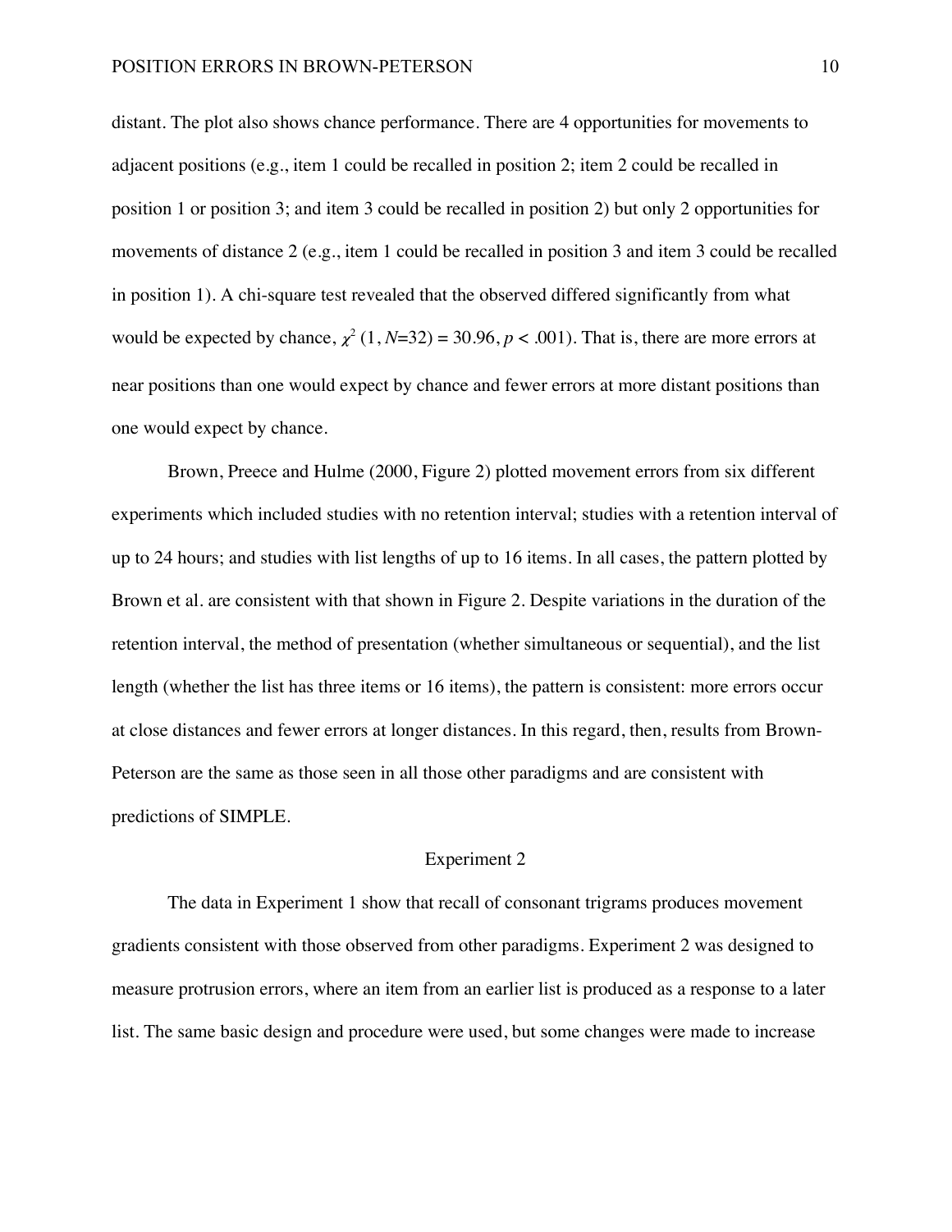distant. The plot also shows chance performance. There are 4 opportunities for movements to adjacent positions (e.g., item 1 could be recalled in position 2; item 2 could be recalled in position 1 or position 3; and item 3 could be recalled in position 2) but only 2 opportunities for movements of distance 2 (e.g., item 1 could be recalled in position 3 and item 3 could be recalled in position 1). A chi-square test revealed that the observed differed significantly from what would be expected by chance, $\chi^2$ (1, *N*=32) = 30.96, $p < .001$). That is, there are more errors at near positions than one would expect by chance and fewer errors at more distant positions than one would expect by chance.

Brown, Preece and Hulme (2000, Figure 2) plotted movement errors from six different experiments which included studies with no retention interval; studies with a retention interval of up to 24 hours; and studies with list lengths of up to 16 items. In all cases, the pattern plotted by Brown et al. are consistent with that shown in Figure 2. Despite variations in the duration of the retention interval, the method of presentation (whether simultaneous or sequential), and the list length (whether the list has three items or 16 items), the pattern is consistent: more errors occur at close distances and fewer errors at longer distances. In this regard, then, results from Brown-Peterson are the same as those seen in all those other paradigms and are consistent with predictions of SIMPLE.

## Experiment 2

The data in Experiment 1 show that recall of consonant trigrams produces movement gradients consistent with those observed from other paradigms. Experiment 2 was designed to measure protrusion errors, where an item from an earlier list is produced as a response to a later list. The same basic design and procedure were used, but some changes were made to increase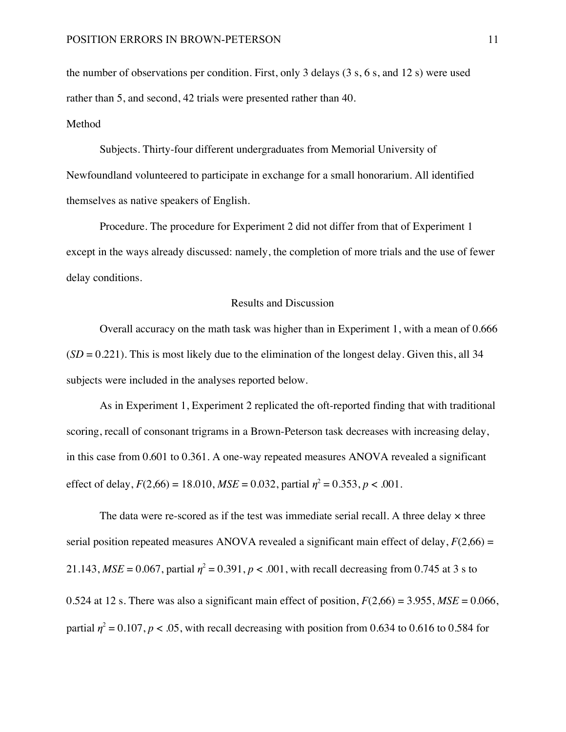the number of observations per condition. First, only 3 delays (3 s, 6 s, and 12 s) were used rather than 5, and second, 42 trials were presented rather than 40.

## Method

Subjects. Thirty-four different undergraduates from Memorial University of Newfoundland volunteered to participate in exchange for a small honorarium. All identified themselves as native speakers of English.

Procedure. The procedure for Experiment 2 did not differ from that of Experiment 1 except in the ways already discussed: namely, the completion of more trials and the use of fewer delay conditions.

## Results and Discussion

Overall accuracy on the math task was higher than in Experiment 1, with a mean of 0.666 (*SD* = 0.221). This is most likely due to the elimination of the longest delay. Given this, all 34 subjects were included in the analyses reported below.

As in Experiment 1, Experiment 2 replicated the oft-reported finding that with traditional scoring, recall of consonant trigrams in a Brown-Peterson task decreases with increasing delay, in this case from 0.601 to 0.361. A one-way repeated measures ANOVA revealed a significant effect of delay, $F(2,66) = 18.010$, $MSE = 0.032$, partial $\eta^2 = 0.353$, $p < .001$.

The data were re-scored as if the test was immediate serial recall. A three delay × three serial position repeated measures ANOVA revealed a significant main effect of delay, $F(2,66) = 21.143$, $MSE = 0.067$, partial $\eta^2 = 0.391$, $p < .001$, with recall decreasing from 0.745 at 3 s to 0.524 at 12 s. There was also a significant main effect of position, $F(2,66) = 3.955$, $MSE = 0.066$, partial $\eta^2 = 0.107$, $p < .05$, with recall decreasing with position from 0.634 to 0.616 to 0.584 for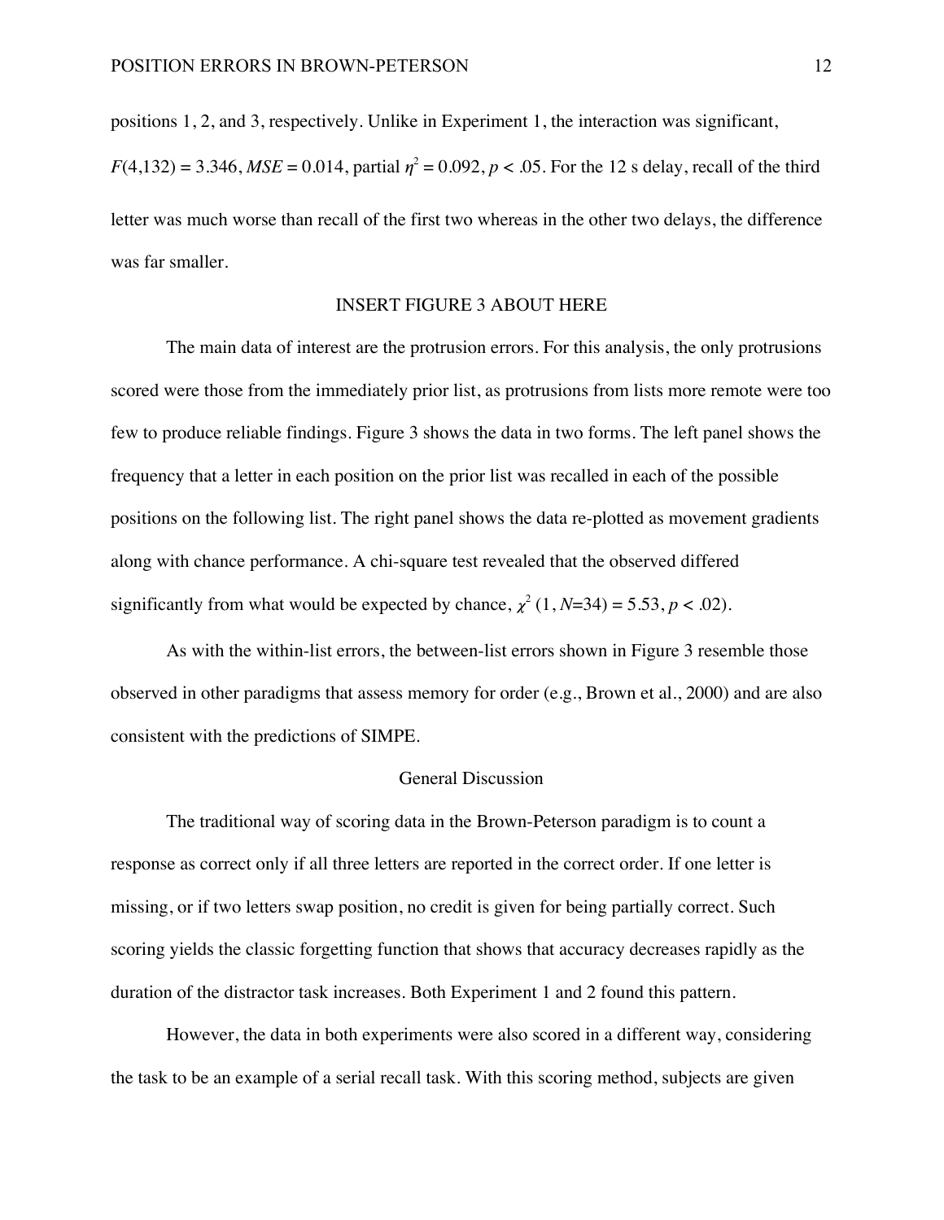positions 1, 2, and 3, respectively. Unlike in Experiment 1, the interaction was significant, $F(4,132) = 3.346$, $MSE = 0.014$, partial $\eta^2 = 0.092$, $p < .05$. For the 12 s delay, recall of the third letter was much worse than recall of the first two whereas in the other two delays, the difference was far smaller.

INSERT FIGURE 3 ABOUT HERE

The main data of interest are the protrusion errors. For this analysis, the only protrusions scored were those from the immediately prior list, as protrusions from lists more remote were too few to produce reliable findings. Figure 3 shows the data in two forms. The left panel shows the frequency that a letter in each position on the prior list was recalled in each of the possible positions on the following list. The right panel shows the data re-plotted as movement gradients along with chance performance. A chi-square test revealed that the observed differed significantly from what would be expected by chance, $\chi^2$ (1, $N$=34) = 5.53, $p < .02$).

As with the within-list errors, the between-list errors shown in Figure 3 resemble those observed in other paradigms that assess memory for order (e.g., Brown et al., 2000) and are also consistent with the predictions of SIMPE.

## General Discussion

The traditional way of scoring data in the Brown-Peterson paradigm is to count a response as correct only if all three letters are reported in the correct order. If one letter is missing, or if two letters swap position, no credit is given for being partially correct. Such scoring yields the classic forgetting function that shows that accuracy decreases rapidly as the duration of the distractor task increases. Both Experiment 1 and 2 found this pattern.

However, the data in both experiments were also scored in a different way, considering the task to be an example of a serial recall task. With this scoring method, subjects are given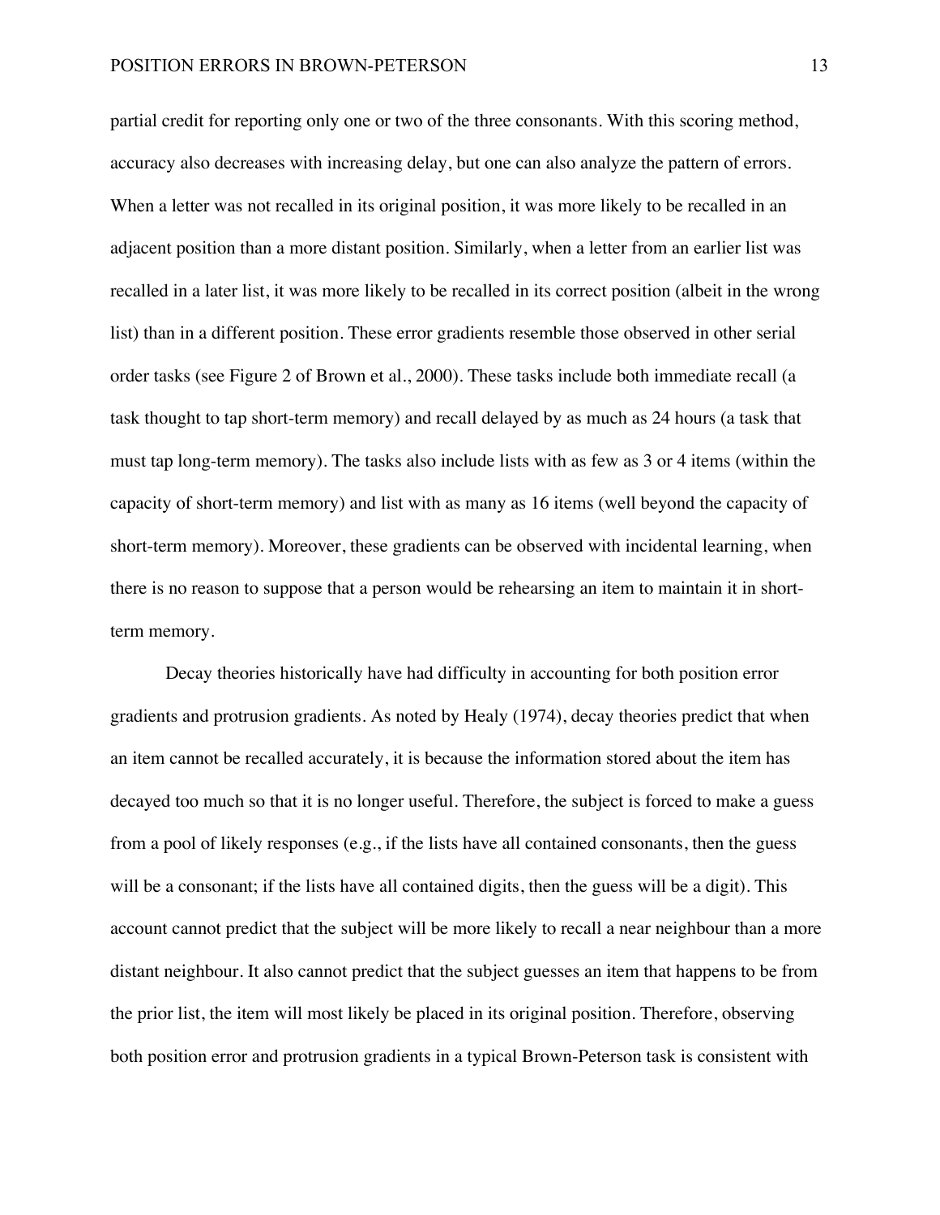partial credit for reporting only one or two of the three consonants. With this scoring method, accuracy also decreases with increasing delay, but one can also analyze the pattern of errors. When a letter was not recalled in its original position, it was more likely to be recalled in an adjacent position than a more distant position. Similarly, when a letter from an earlier list was recalled in a later list, it was more likely to be recalled in its correct position (albeit in the wrong list) than in a different position. These error gradients resemble those observed in other serial order tasks (see Figure 2 of Brown et al., 2000). These tasks include both immediate recall (a task thought to tap short-term memory) and recall delayed by as much as 24 hours (a task that must tap long-term memory). The tasks also include lists with as few as 3 or 4 items (within the capacity of short-term memory) and list with as many as 16 items (well beyond the capacity of short-term memory). Moreover, these gradients can be observed with incidental learning, when there is no reason to suppose that a person would be rehearsing an item to maintain it in short-term memory.

Decay theories historically have had difficulty in accounting for both position error gradients and protrusion gradients. As noted by Healy (1974), decay theories predict that when an item cannot be recalled accurately, it is because the information stored about the item has decayed too much so that it is no longer useful. Therefore, the subject is forced to make a guess from a pool of likely responses (e.g., if the lists have all contained consonants, then the guess will be a consonant; if the lists have all contained digits, then the guess will be a digit). This account cannot predict that the subject will be more likely to recall a near neighbour than a more distant neighbour. It also cannot predict that the subject guesses an item that happens to be from the prior list, the item will most likely be placed in its original position. Therefore, observing both position error and protrusion gradients in a typical Brown-Peterson task is consistent with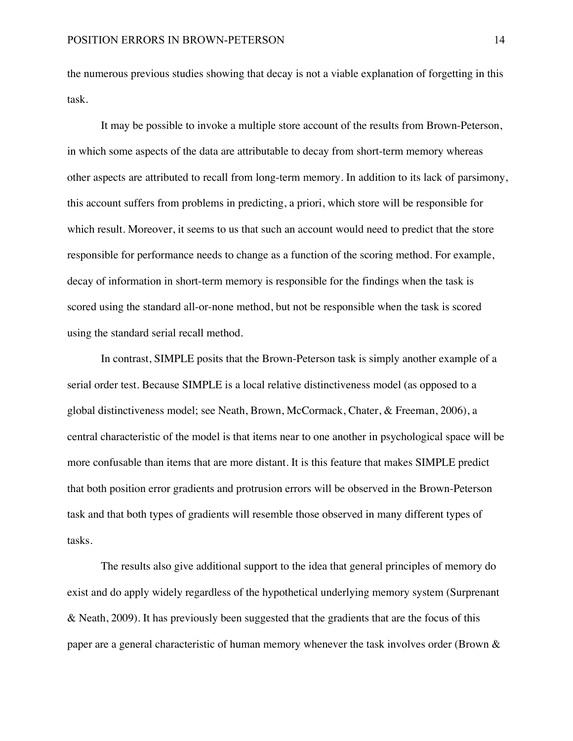the numerous previous studies showing that decay is not a viable explanation of forgetting in this task.

It may be possible to invoke a multiple store account of the results from Brown-Peterson, in which some aspects of the data are attributable to decay from short-term memory whereas other aspects are attributed to recall from long-term memory. In addition to its lack of parsimony, this account suffers from problems in predicting, a priori, which store will be responsible for which result. Moreover, it seems to us that such an account would need to predict that the store responsible for performance needs to change as a function of the scoring method. For example, decay of information in short-term memory is responsible for the findings when the task is scored using the standard all-or-none method, but not be responsible when the task is scored using the standard serial recall method.

In contrast, SIMPLE posits that the Brown-Peterson task is simply another example of a serial order test. Because SIMPLE is a local relative distinctiveness model (as opposed to a global distinctiveness model; see Neath, Brown, McCormack, Chater, & Freeman, 2006), a central characteristic of the model is that items near to one another in psychological space will be more confusable than items that are more distant. It is this feature that makes SIMPLE predict that both position error gradients and protrusion errors will be observed in the Brown-Peterson task and that both types of gradients will resemble those observed in many different types of tasks.

The results also give additional support to the idea that general principles of memory do exist and do apply widely regardless of the hypothetical underlying memory system (Surprenant & Neath, 2009). It has previously been suggested that the gradients that are the focus of this paper are a general characteristic of human memory whenever the task involves order (Brown &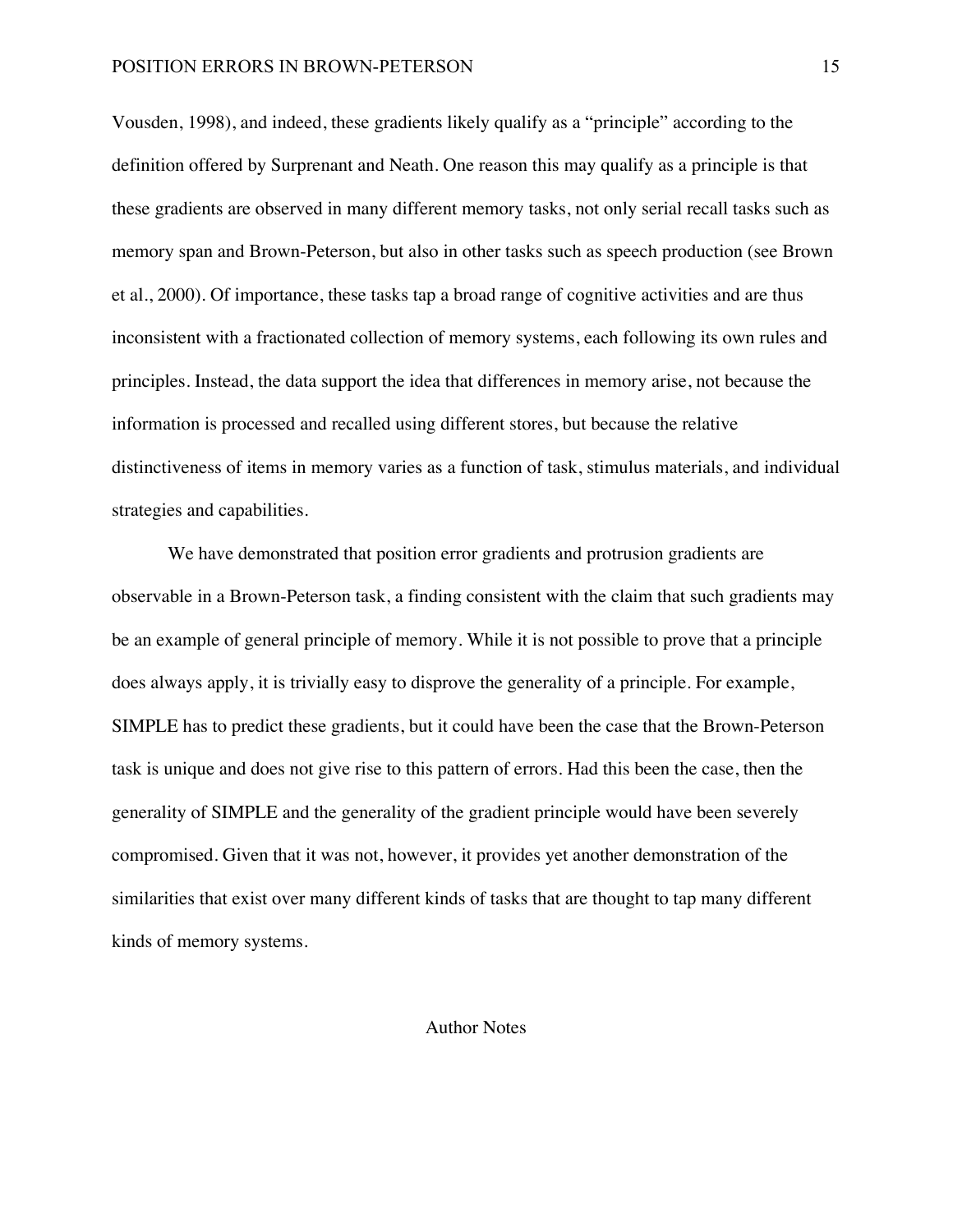Vousden, 1998), and indeed, these gradients likely qualify as a "principle" according to the definition offered by Surprenant and Neath. One reason this may qualify as a principle is that these gradients are observed in many different memory tasks, not only serial recall tasks such as memory span and Brown-Peterson, but also in other tasks such as speech production (see Brown et al., 2000). Of importance, these tasks tap a broad range of cognitive activities and are thus inconsistent with a fractionated collection of memory systems, each following its own rules and principles. Instead, the data support the idea that differences in memory arise, not because the information is processed and recalled using different stores, but because the relative distinctiveness of items in memory varies as a function of task, stimulus materials, and individual strategies and capabilities.

We have demonstrated that position error gradients and protrusion gradients are observable in a Brown-Peterson task, a finding consistent with the claim that such gradients may be an example of general principle of memory. While it is not possible to prove that a principle does always apply, it is trivially easy to disprove the generality of a principle. For example, SIMPLE has to predict these gradients, but it could have been the case that the Brown-Peterson task is unique and does not give rise to this pattern of errors. Had this been the case, then the generality of SIMPLE and the generality of the gradient principle would have been severely compromised. Given that it was not, however, it provides yet another demonstration of the similarities that exist over many different kinds of tasks that are thought to tap many different kinds of memory systems.

## Author Notes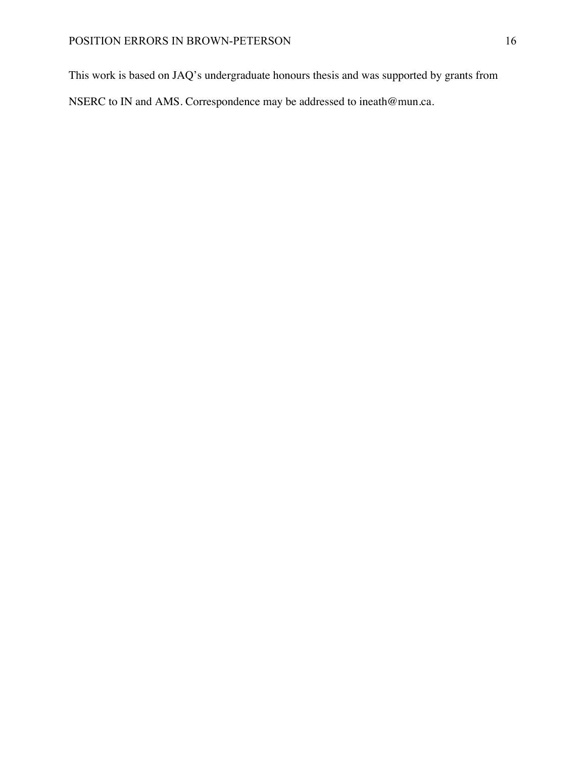This work is based on JAQ's undergraduate honours thesis and was supported by grants from NSERC to IN and AMS. Correspondence may be addressed to ineath@mun.ca.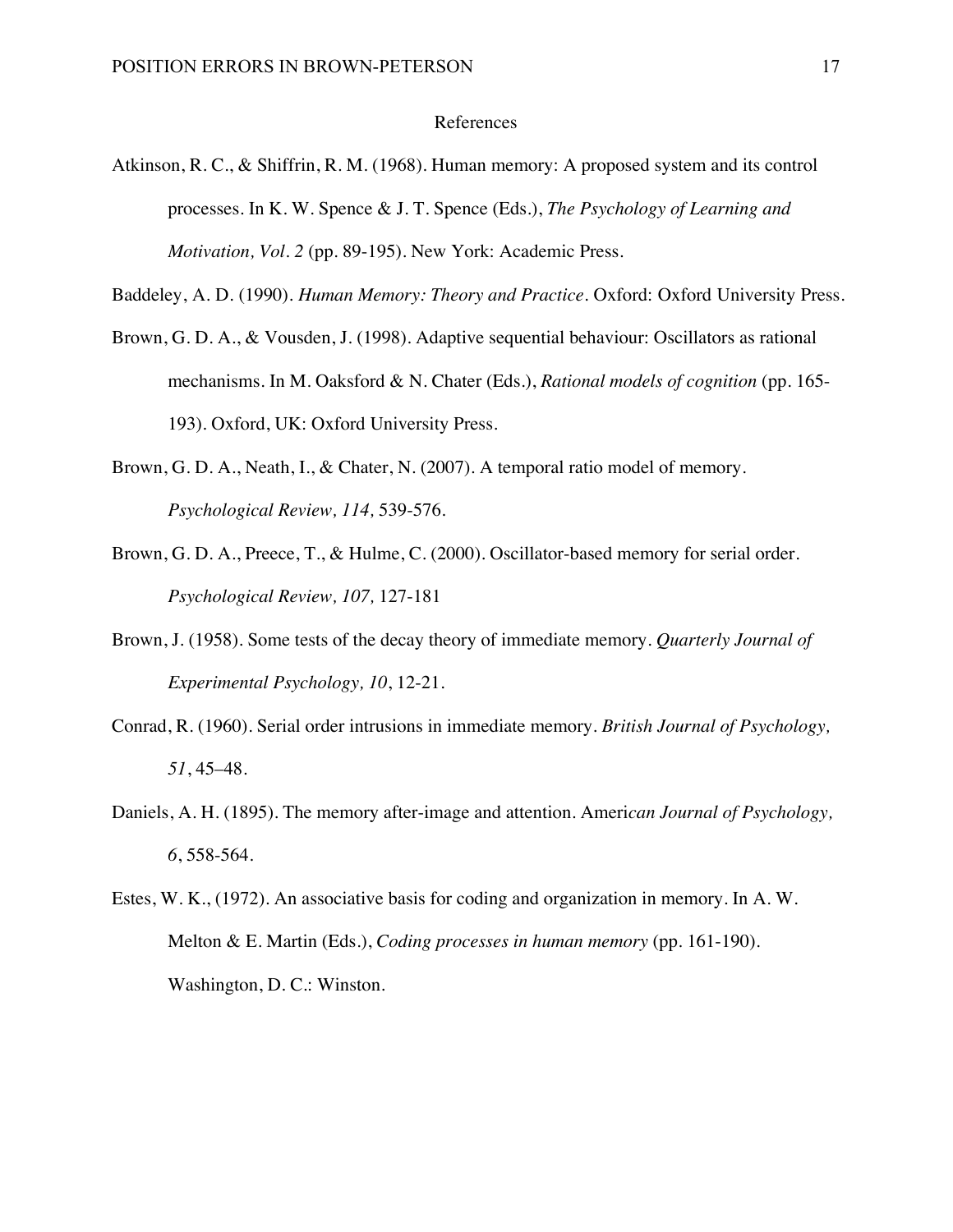# References

Atkinson, R. C., & Shiffrin, R. M. (1968). Human memory: A proposed system and its control processes. In K. W. Spence & J. T. Spence (Eds.), *The Psychology of Learning and Motivation, Vol. 2* (pp. 89-195). New York: Academic Press.

Baddeley, A. D. (1990). *Human Memory: Theory and Practice*. Oxford: Oxford University Press.

Brown, G. D. A., & Vousden, J. (1998). Adaptive sequential behaviour: Oscillators as rational mechanisms. In M. Oaksford & N. Chater (Eds.), *Rational models of cognition* (pp. 165-193). Oxford, UK: Oxford University Press.

Brown, G. D. A., Neath, I., & Chater, N. (2007). A temporal ratio model of memory. *Psychological Review, 114,* 539-576.

Brown, G. D. A., Preece, T., & Hulme, C. (2000). Oscillator-based memory for serial order. *Psychological Review, 107,* 127-181

Brown, J. (1958). Some tests of the decay theory of immediate memory. *Quarterly Journal of Experimental Psychology, 10*, 12-21.

Conrad, R. (1960). Serial order intrusions in immediate memory. *British Journal of Psychology, 51*, 45–48.

Daniels, A. H. (1895). The memory after-image and attention. Ameri*can Journal of Psychology, 6*, 558-564.

Estes, W. K., (1972). An associative basis for coding and organization in memory. In A. W. Melton & E. Martin (Eds.), *Coding processes in human memory* (pp. 161-190). Washington, D. C.: Winston.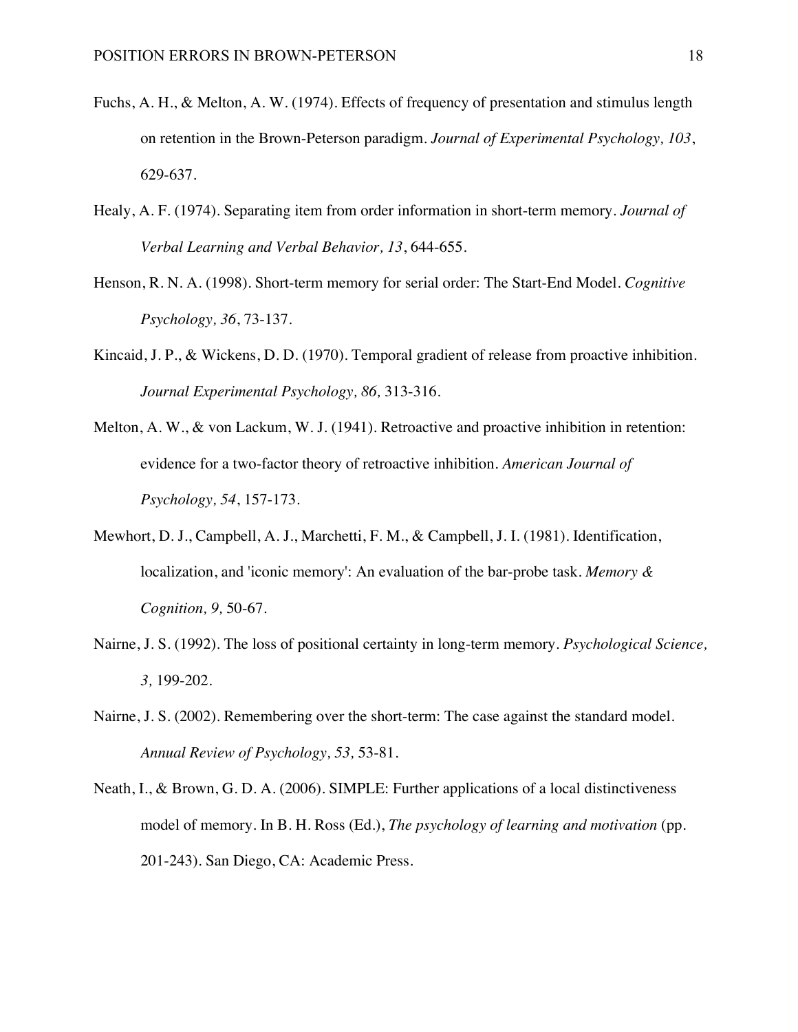Fuchs, A. H., & Melton, A. W. (1974). Effects of frequency of presentation and stimulus length on retention in the Brown-Peterson paradigm. *Journal of Experimental Psychology, 103*, 629-637.

Healy, A. F. (1974). Separating item from order information in short-term memory. *Journal of Verbal Learning and Verbal Behavior, 13*, 644-655.

Henson, R. N. A. (1998). Short-term memory for serial order: The Start-End Model. *Cognitive Psychology, 36*, 73-137.

Kincaid, J. P., & Wickens, D. D. (1970). Temporal gradient of release from proactive inhibition. *Journal Experimental Psychology, 86,* 313-316.

Melton, A. W., & von Lackum, W. J. (1941). Retroactive and proactive inhibition in retention: evidence for a two-factor theory of retroactive inhibition. *American Journal of Psychology, 54*, 157-173.

Mewhort, D. J., Campbell, A. J., Marchetti, F. M., & Campbell, J. I. (1981). Identification, localization, and 'iconic memory': An evaluation of the bar-probe task. *Memory & Cognition, 9,* 50-67.

Nairne, J. S. (1992). The loss of positional certainty in long-term memory. *Psychological Science, 3,* 199-202.

Nairne, J. S. (2002). Remembering over the short-term: The case against the standard model. *Annual Review of Psychology, 53,* 53-81.

Neath, I., & Brown, G. D. A. (2006). SIMPLE: Further applications of a local distinctiveness model of memory. In B. H. Ross (Ed.), *The psychology of learning and motivation* (pp. 201-243). San Diego, CA: Academic Press.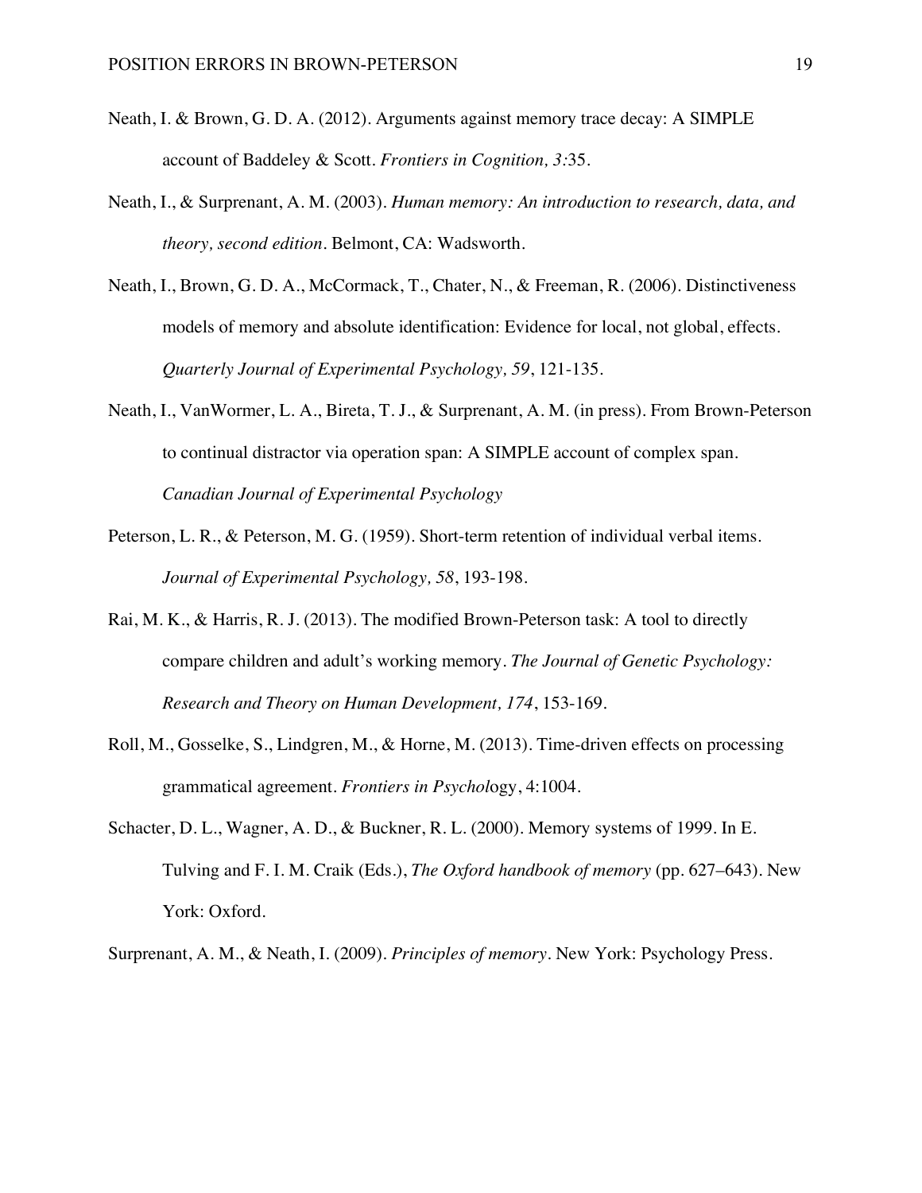Neath, I. & Brown, G. D. A. (2012). Arguments against memory trace decay: A SIMPLE account of Baddeley & Scott. *Frontiers in Cognition, 3:*35.

Neath, I., & Surprenant, A. M. (2003). *Human memory: An introduction to research, data, and theory, second edition*. Belmont, CA: Wadsworth.

Neath, I., Brown, G. D. A., McCormack, T., Chater, N., & Freeman, R. (2006). Distinctiveness models of memory and absolute identification: Evidence for local, not global, effects. *Quarterly Journal of Experimental Psychology, 59*, 121-135.

Neath, I., VanWormer, L. A., Bireta, T. J., & Surprenant, A. M. (in press). From Brown-Peterson to continual distractor via operation span: A SIMPLE account of complex span. *Canadian Journal of Experimental Psychology*

Peterson, L. R., & Peterson, M. G. (1959). Short-term retention of individual verbal items. *Journal of Experimental Psychology, 58*, 193-198.

Rai, M. K., & Harris, R. J. (2013). The modified Brown-Peterson task: A tool to directly compare children and adult's working memory. *The Journal of Genetic Psychology: Research and Theory on Human Development, 174*, 153-169.

Roll, M., Gosselke, S., Lindgren, M., & Horne, M. (2013). Time-driven effects on processing grammatical agreement. *Frontiers in Psychol*ogy, 4:1004.

Schacter, D. L., Wagner, A. D., & Buckner, R. L. (2000). Memory systems of 1999. In E. Tulving and F. I. M. Craik (Eds.), *The Oxford handbook of memory* (pp. 627–643). New York: Oxford.

Surprenant, A. M., & Neath, I. (2009). *Principles of memory*. New York: Psychology Press.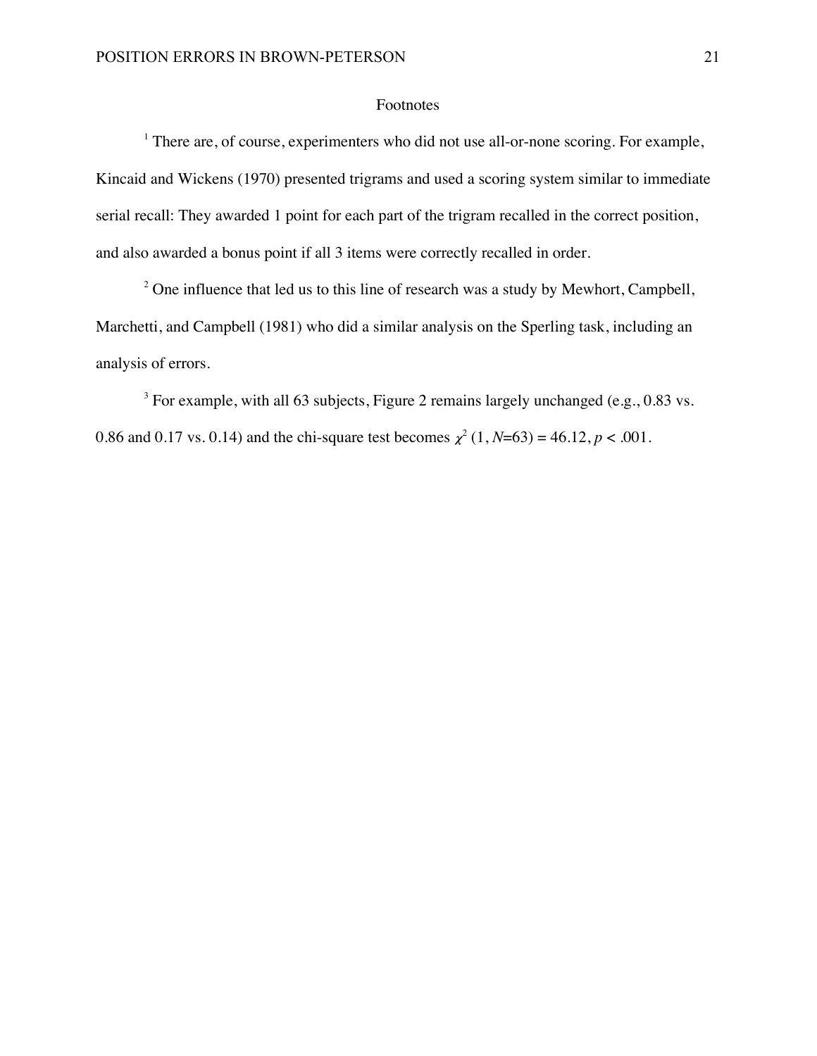# Footnotes

[1] There are, of course, experimenters who did not use all-or-none scoring. For example, Kincaid and Wickens (1970) presented trigrams and used a scoring system similar to immediate serial recall: They awarded 1 point for each part of the trigram recalled in the correct position, and also awarded a bonus point if all 3 items were correctly recalled in order.

[2] One influence that led us to this line of research was a study by Mewhort, Campbell, Marchetti, and Campbell (1981) who did a similar analysis on the Sperling task, including an analysis of errors.

[3] For example, with all 63 subjects, Figure 2 remains largely unchanged (e.g., 0.83 vs. 0.86 and 0.17 vs. 0.14) and the chi-square test becomes $\chi^2$ (1, $N$=63) = 46.12, $p < .001$.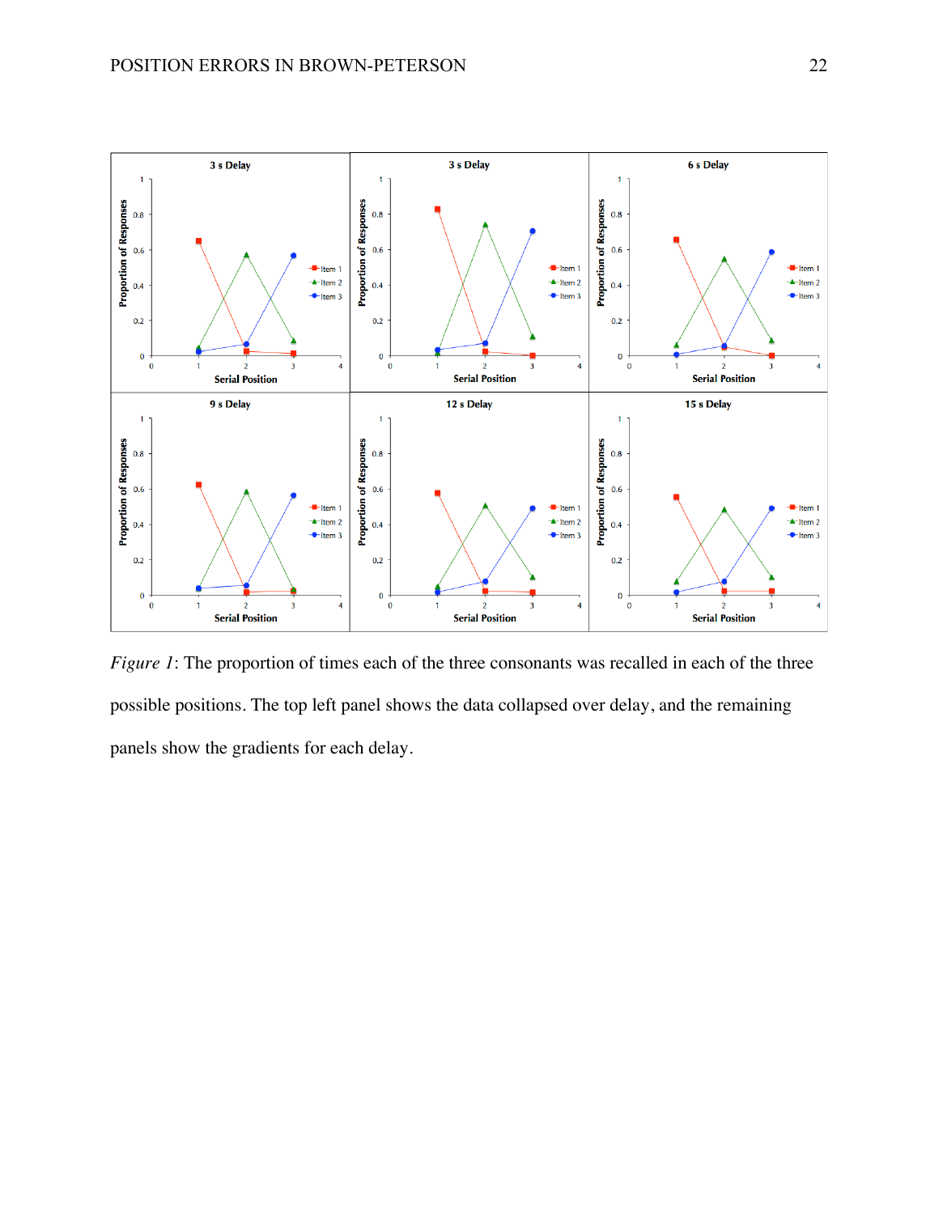*Figure 1*: The proportion of times each of the three consonants was recalled in each of the three possible positions. The top left panel shows the data collapsed over delay, and the remaining panels show the gradients for each delay.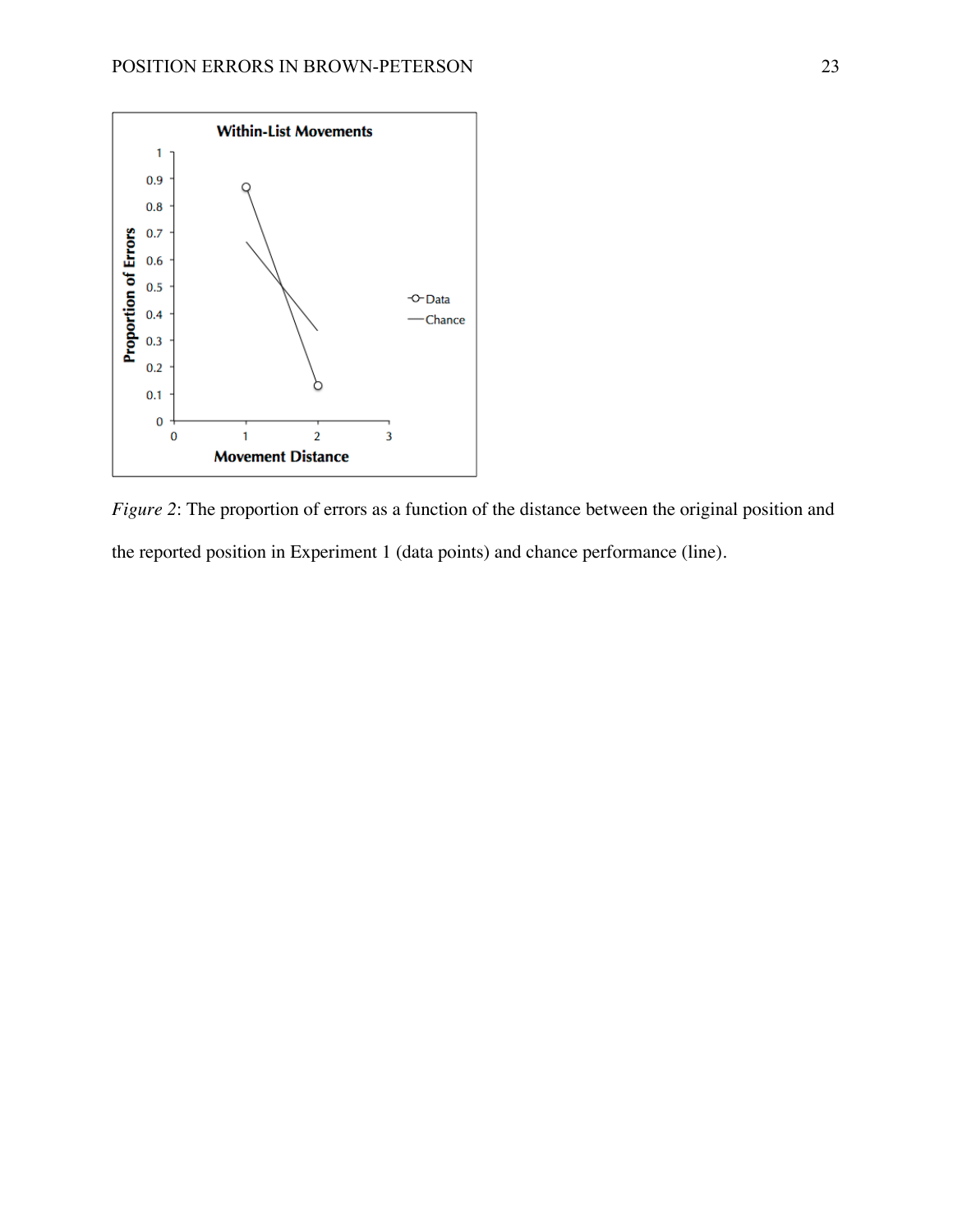*Figure 2*: The proportion of errors as a function of the distance between the original position and the reported position in Experiment 1 (data points) and chance performance (line).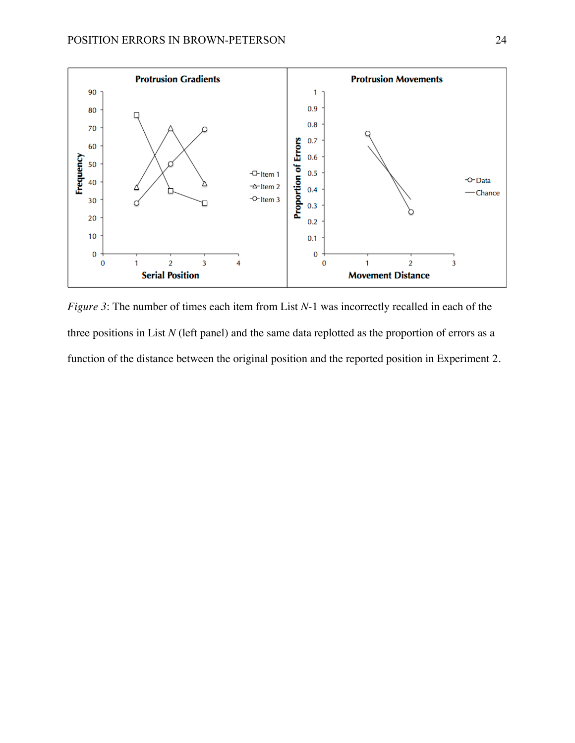Protrusion Gradients

90
80
70
60
50
40
30
20
10
0

Frequency

0 1 2 3 4

Serial Position

Item 1
Item 2
Item 3

Protrusion Movements

1
0.9
0.8
0.7
0.6
0.5
0.4
0.3
0.2
0.1
0

Proportion of Errors

0 1 2 3

Movement Distance

Data
Chance

*Figure 3*: The number of times each item from List *N*-1 was incorrectly recalled in each of the three positions in List *N* (left panel) and the same data replotted as the proportion of errors as a function of the distance between the original position and the reported position in Experiment 2.